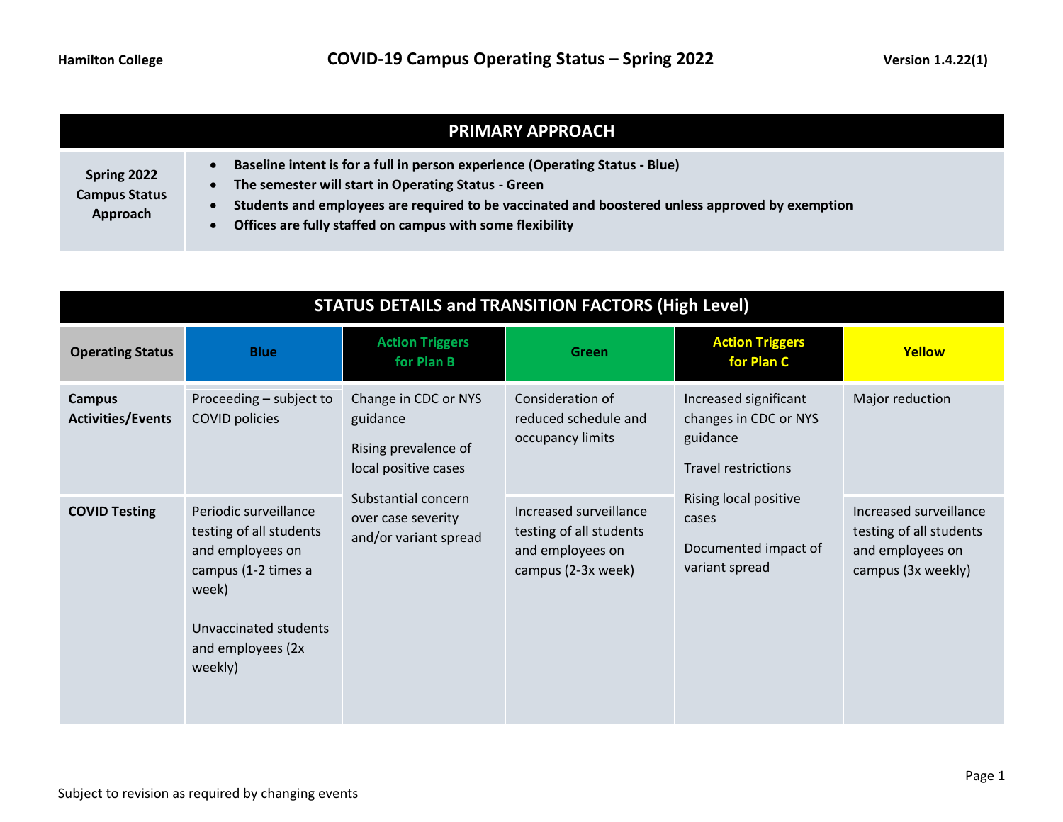Hamilton College

# COVID-19 Campus Operating Status – Spring 2022

Version 1.4.22(1)

## PRIMARY APPROACH

| Spring 2022 Campus Status Approach | |
|---|---|
| | • **Baseline intent is for a full in person experience (Operating Status - Blue)**<br>• **The semester will start in Operating Status - Green**<br>• **Students and employees are required to be vaccinated and boostered unless approved by exemption**<br>• **Offices are fully staffed on campus with some flexibility** |

## STATUS DETAILS and TRANSITION FACTORS (High Level)

| Operating Status | Blue | Action Triggers for Plan B | Green | Action Triggers for Plan C | Yellow |
|---|---|---|---|---|---|
| **Campus Activities/Events** | Proceeding – subject to COVID policies | Change in CDC or NYS guidance<br><br>Rising prevalence of local positive cases<br><br>Substantial concern over case severity and/or variant spread | Consideration of reduced schedule and occupancy limits | Increased significant changes in CDC or NYS guidance<br><br>Travel restrictions<br><br>Rising local positive cases<br><br>Documented impact of variant spread | Major reduction |
| **COVID Testing** | Periodic surveillance testing of all students and employees on campus (1-2 times a week)<br><br>Unvaccinated students and employees (2x weekly) | | Increased surveillance testing of all students and employees on campus (2-3x week) | | Increased surveillance testing of all students and employees on campus (3x weekly) |

Subject to revision as required by changing events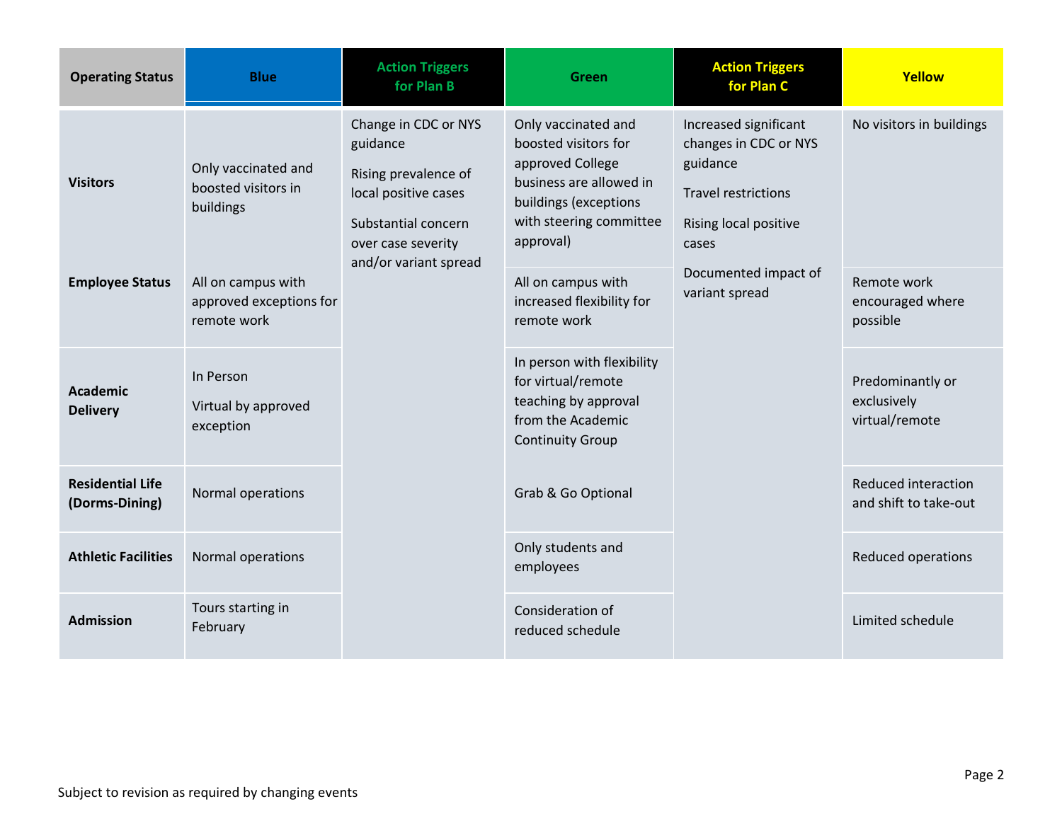| Operating Status | Blue | Action Triggers for Plan B | Green | Action Triggers for Plan C | Yellow |
|---|---|---|---|---|---|
| **Visitors** | Only vaccinated and boosted visitors in buildings | Change in CDC or NYS guidance<br><br>Rising prevalence of local positive cases<br><br>Substantial concern over case severity and/or variant spread | Only vaccinated and boosted visitors for approved College business are allowed in buildings (exceptions with steering committee approval) | Increased significant changes in CDC or NYS guidance<br><br>Travel restrictions<br><br>Rising local positive cases<br><br>Documented impact of variant spread | No visitors in buildings |
| **Employee Status** | All on campus with approved exceptions for remote work | | All on campus with increased flexibility for remote work | | Remote work encouraged where possible |
| **Academic Delivery** | In Person<br><br>Virtual by approved exception | | In person with flexibility for virtual/remote teaching by approval from the Academic Continuity Group | | Predominantly or exclusively virtual/remote |
| **Residential Life (Dorms-Dining)** | Normal operations | | Grab & Go Optional | | Reduced interaction and shift to take-out |
| **Athletic Facilities** | Normal operations | | Only students and employees | | Reduced operations |
| **Admission** | Tours starting in February | | Consideration of reduced schedule | | Limited schedule |

Subject to revision as required by changing events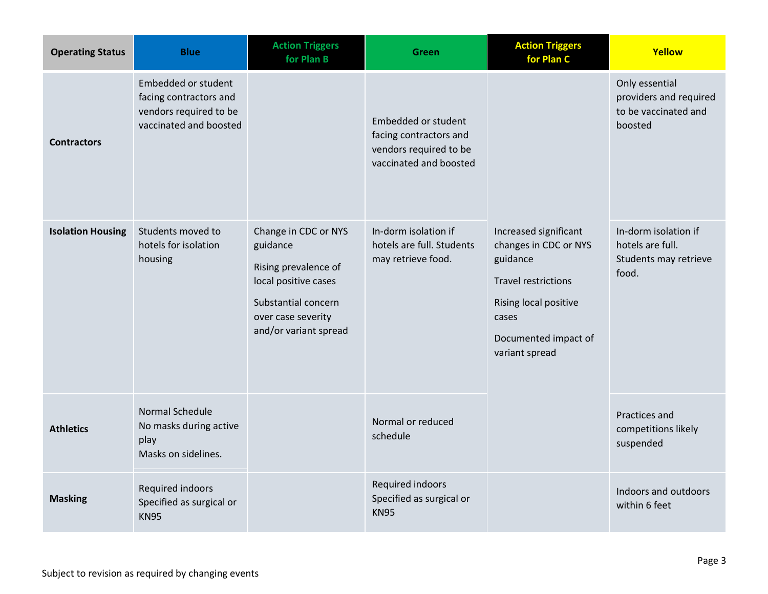| Operating Status | Blue | Action Triggers for Plan B | Green | Action Triggers for Plan C | Yellow |
|---|---|---|---|---|---|
| **Contractors** | Embedded or student facing contractors and vendors required to be vaccinated and boosted | | Embedded or student facing contractors and vendors required to be vaccinated and boosted | | Only essential providers and required to be vaccinated and boosted |
| **Isolation Housing** | Students moved to hotels for isolation housing | Change in CDC or NYS guidance<br>Rising prevalence of local positive cases<br>Substantial concern over case severity and/or variant spread | In-dorm isolation if hotels are full. Students may retrieve food. | Increased significant changes in CDC or NYS guidance<br>Travel restrictions<br>Rising local positive cases<br>Documented impact of variant spread | In-dorm isolation if hotels are full. Students may retrieve food. |
| **Athletics** | Normal Schedule<br>No masks during active play<br>Masks on sidelines. | | Normal or reduced schedule | | Practices and competitions likely suspended |
| **Masking** | Required indoors<br>Specified as surgical or KN95 | | Required indoors<br>Specified as surgical or KN95 | | Indoors and outdoors within 6 feet |

Subject to revision as required by changing events